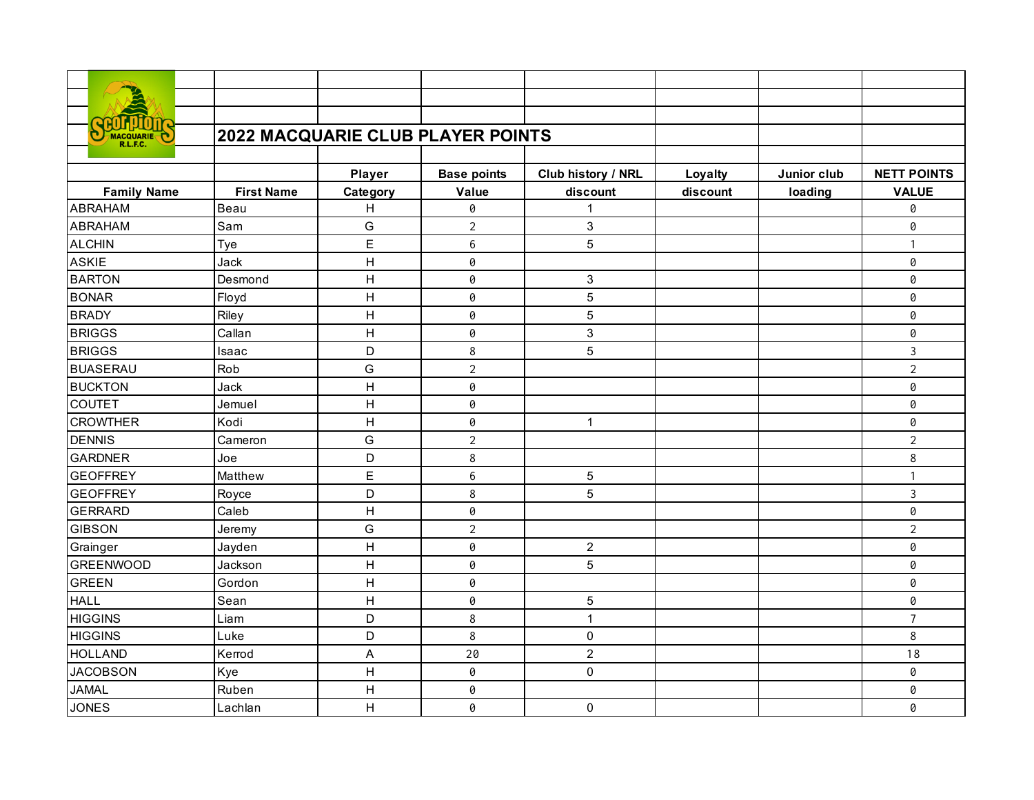# 2022 MACQUARIE CLUB PLAYER POINTS

| Family Name | First Name | Player Category | Base points Value | Club history / NRL discount | Loyalty discount | Junior club loading | NETT POINTS VALUE |
|---|---|---|---|---|---|---|---|
| ABRAHAM | Beau | H | 0 | 1 | | | 0 |
| ABRAHAM | Sam | G | 2 | 3 | | | 0 |
| ALCHIN | Tye | E | 6 | 5 | | | 1 |
| ASKIE | Jack | H | 0 | | | | 0 |
| BARTON | Desmond | H | 0 | 3 | | | 0 |
| BONAR | Floyd | H | 0 | 5 | | | 0 |
| BRADY | Riley | H | 0 | 5 | | | 0 |
| BRIGGS | Callan | H | 0 | 3 | | | 0 |
| BRIGGS | Isaac | D | 8 | 5 | | | 3 |
| BUASERAU | Rob | G | 2 | | | | 2 |
| BUCKTON | Jack | H | 0 | | | | 0 |
| COUTET | Jemuel | H | 0 | | | | 0 |
| CROWTHER | Kodi | H | 0 | 1 | | | 0 |
| DENNIS | Cameron | G | 2 | | | | 2 |
| GARDNER | Joe | D | 8 | | | | 8 |
| GEOFFREY | Matthew | E | 6 | 5 | | | 1 |
| GEOFFREY | Royce | D | 8 | 5 | | | 3 |
| GERRARD | Caleb | H | 0 | | | | 0 |
| GIBSON | Jeremy | G | 2 | | | | 2 |
| Grainger | Jayden | H | 0 | 2 | | | 0 |
| GREENWOOD | Jackson | H | 0 | 5 | | | 0 |
| GREEN | Gordon | H | 0 | | | | 0 |
| HALL | Sean | H | 0 | 5 | | | 0 |
| HIGGINS | Liam | D | 8 | 1 | | | 7 |
| HIGGINS | Luke | D | 8 | 0 | | | 8 |
| HOLLAND | Kerrod | A | 20 | 2 | | | 18 |
| JACOBSON | Kye | H | 0 | 0 | | | 0 |
| JAMAL | Ruben | H | 0 | | | | 0 |
| JONES | Lachlan | H | 0 | 0 | | | 0 |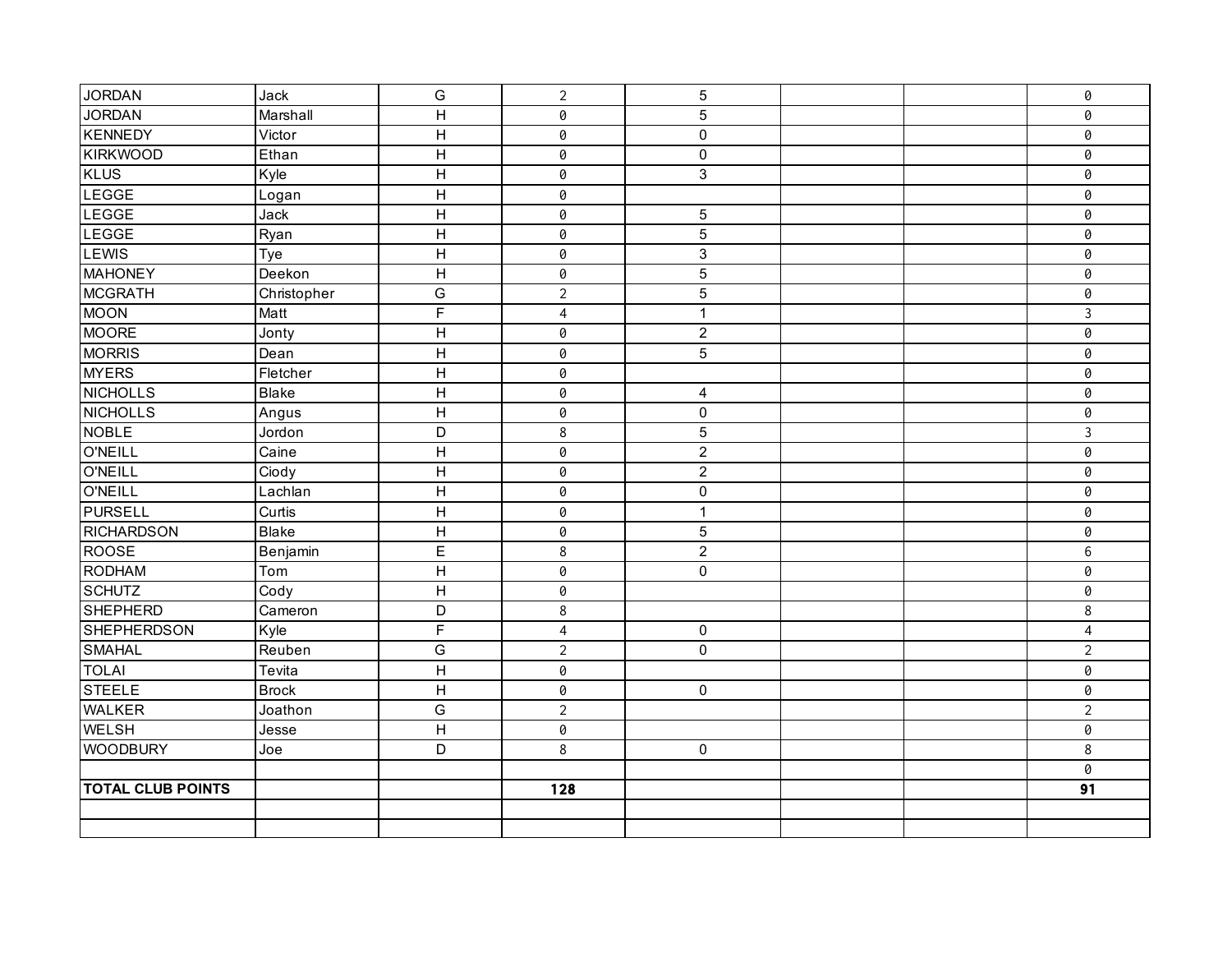| | | | | | | | |
|---|---|---|---|---|---|---|---|
| JORDAN | Jack | G | 2 | 5 | | | 0 |
| JORDAN | Marshall | H | 0 | 5 | | | 0 |
| KENNEDY | Victor | H | 0 | 0 | | | 0 |
| KIRKWOOD | Ethan | H | 0 | 0 | | | 0 |
| KLUS | Kyle | H | 0 | 3 | | | 0 |
| LEGGE | Logan | H | 0 | | | | 0 |
| LEGGE | Jack | H | 0 | 5 | | | 0 |
| LEGGE | Ryan | H | 0 | 5 | | | 0 |
| LEWIS | Tye | H | 0 | 3 | | | 0 |
| MAHONEY | Deekon | H | 0 | 5 | | | 0 |
| MCGRATH | Christopher | G | 2 | 5 | | | 0 |
| MOON | Matt | F | 4 | 1 | | | 3 |
| MOORE | Jonty | H | 0 | 2 | | | 0 |
| MORRIS | Dean | H | 0 | 5 | | | 0 |
| MYERS | Fletcher | H | 0 | | | | 0 |
| NICHOLLS | Blake | H | 0 | 4 | | | 0 |
| NICHOLLS | Angus | H | 0 | 0 | | | 0 |
| NOBLE | Jordon | D | 8 | 5 | | | 3 |
| O'NEILL | Caine | H | 0 | 2 | | | 0 |
| O'NEILL | Ciody | H | 0 | 2 | | | 0 |
| O'NEILL | Lachlan | H | 0 | 0 | | | 0 |
| PURSELL | Curtis | H | 0 | 1 | | | 0 |
| RICHARDSON | Blake | H | 0 | 5 | | | 0 |
| ROOSE | Benjamin | E | 8 | 2 | | | 6 |
| RODHAM | Tom | H | 0 | 0 | | | 0 |
| SCHUTZ | Cody | H | 0 | | | | 0 |
| SHEPHERD | Cameron | D | 8 | | | | 8 |
| SHEPHERDSON | Kyle | F | 4 | 0 | | | 4 |
| SMAHAL | Reuben | G | 2 | 0 | | | 2 |
| TOLAI | Tevita | H | 0 | | | | 0 |
| STEELE | Brock | H | 0 | 0 | | | 0 |
| WALKER | Joathon | G | 2 | | | | 2 |
| WELSH | Jesse | H | 0 | | | | 0 |
| WOODBURY | Joe | D | 8 | 0 | | | 8 |
| | | | | | | | 0 |
| **TOTAL CLUB POINTS** | | | **128** | | | | **91** |
| | | | | | | | |
| | | | | | | | |